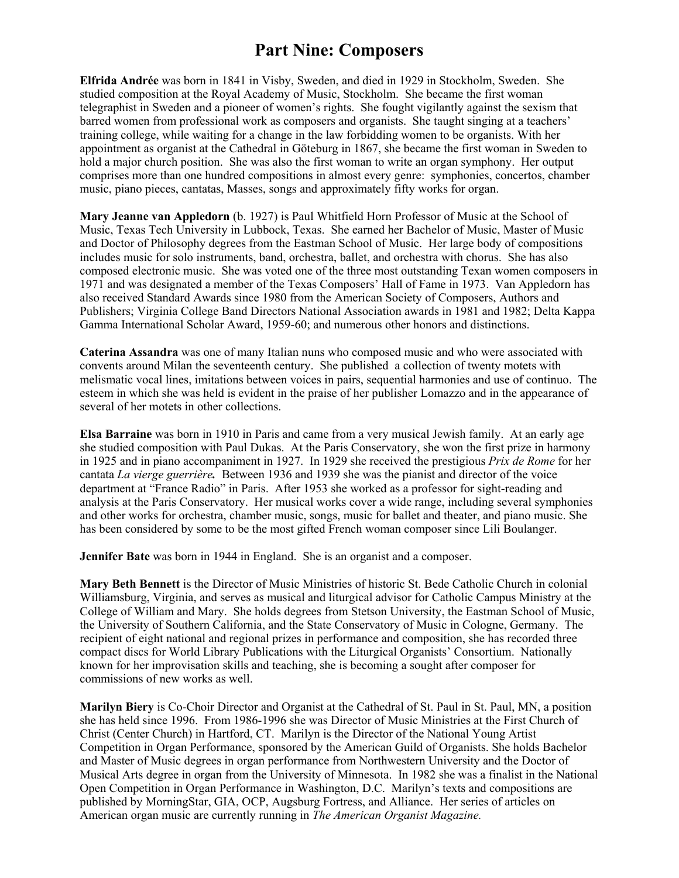# Part Nine: Composers

**Elfrida Andrée** was born in 1841 in Visby, Sweden, and died in 1929 in Stockholm, Sweden. She studied composition at the Royal Academy of Music, Stockholm. She became the first woman telegraphist in Sweden and a pioneer of women's rights. She fought vigilantly against the sexism that barred women from professional work as composers and organists. She taught singing at a teachers' training college, while waiting for a change in the law forbidding women to be organists. With her appointment as organist at the Cathedral in Göteburg in 1867, she became the first woman in Sweden to hold a major church position. She was also the first woman to write an organ symphony. Her output comprises more than one hundred compositions in almost every genre: symphonies, concertos, chamber music, piano pieces, cantatas, Masses, songs and approximately fifty works for organ.

**Mary Jeanne van Appledorn** (b. 1927) is Paul Whitfield Horn Professor of Music at the School of Music, Texas Tech University in Lubbock, Texas. She earned her Bachelor of Music, Master of Music and Doctor of Philosophy degrees from the Eastman School of Music. Her large body of compositions includes music for solo instruments, band, orchestra, ballet, and orchestra with chorus. She has also composed electronic music. She was voted one of the three most outstanding Texan women composers in 1971 and was designated a member of the Texas Composers' Hall of Fame in 1973. Van Appledorn has also received Standard Awards since 1980 from the American Society of Composers, Authors and Publishers; Virginia College Band Directors National Association awards in 1981 and 1982; Delta Kappa Gamma International Scholar Award, 1959-60; and numerous other honors and distinctions.

**Caterina Assandra** was one of many Italian nuns who composed music and who were associated with convents around Milan the seventeenth century. She published a collection of twenty motets with melismatic vocal lines, imitations between voices in pairs, sequential harmonies and use of continuo. The esteem in which she was held is evident in the praise of her publisher Lomazzo and in the appearance of several of her motets in other collections.

**Elsa Barraine** was born in 1910 in Paris and came from a very musical Jewish family. At an early age she studied composition with Paul Dukas. At the Paris Conservatory, she won the first prize in harmony in 1925 and in piano accompaniment in 1927. In 1929 she received the prestigious *Prix de Rome* for her cantata *La vierge guerrière***.** Between 1936 and 1939 she was the pianist and director of the voice department at "France Radio" in Paris. After 1953 she worked as a professor for sight-reading and analysis at the Paris Conservatory. Her musical works cover a wide range, including several symphonies and other works for orchestra, chamber music, songs, music for ballet and theater, and piano music. She has been considered by some to be the most gifted French woman composer since Lili Boulanger.

**Jennifer Bate** was born in 1944 in England. She is an organist and a composer.

**Mary Beth Bennett** is the Director of Music Ministries of historic St. Bede Catholic Church in colonial Williamsburg, Virginia, and serves as musical and liturgical advisor for Catholic Campus Ministry at the College of William and Mary. She holds degrees from Stetson University, the Eastman School of Music, the University of Southern California, and the State Conservatory of Music in Cologne, Germany. The recipient of eight national and regional prizes in performance and composition, she has recorded three compact discs for World Library Publications with the Liturgical Organists' Consortium. Nationally known for her improvisation skills and teaching, she is becoming a sought after composer for commissions of new works as well.

**Marilyn Biery** is Co-Choir Director and Organist at the Cathedral of St. Paul in St. Paul, MN, a position she has held since 1996. From 1986-1996 she was Director of Music Ministries at the First Church of Christ (Center Church) in Hartford, CT. Marilyn is the Director of the National Young Artist Competition in Organ Performance, sponsored by the American Guild of Organists. She holds Bachelor and Master of Music degrees in organ performance from Northwestern University and the Doctor of Musical Arts degree in organ from the University of Minnesota. In 1982 she was a finalist in the National Open Competition in Organ Performance in Washington, D.C. Marilyn's texts and compositions are published by MorningStar, GIA, OCP, Augsburg Fortress, and Alliance. Her series of articles on American organ music are currently running in *The American Organist Magazine.*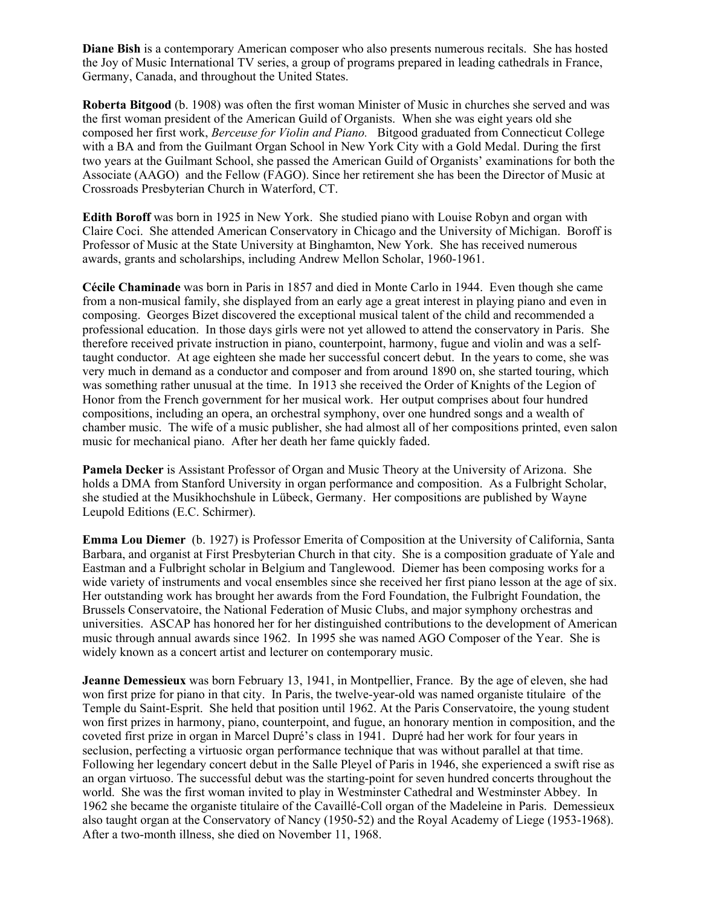**Diane Bish** is a contemporary American composer who also presents numerous recitals. She has hosted the Joy of Music International TV series, a group of programs prepared in leading cathedrals in France, Germany, Canada, and throughout the United States.

**Roberta Bitgood** (b. 1908) was often the first woman Minister of Music in churches she served and was the first woman president of the American Guild of Organists. When she was eight years old she composed her first work, *Berceuse for Violin and Piano.* Bitgood graduated from Connecticut College with a BA and from the Guilmant Organ School in New York City with a Gold Medal. During the first two years at the Guilmant School, she passed the American Guild of Organists' examinations for both the Associate (AAGO) and the Fellow (FAGO). Since her retirement she has been the Director of Music at Crossroads Presbyterian Church in Waterford, CT.

**Edith Boroff** was born in 1925 in New York. She studied piano with Louise Robyn and organ with Claire Coci. She attended American Conservatory in Chicago and the University of Michigan. Boroff is Professor of Music at the State University at Binghamton, New York. She has received numerous awards, grants and scholarships, including Andrew Mellon Scholar, 1960-1961.

**Cécile Chaminade** was born in Paris in 1857 and died in Monte Carlo in 1944. Even though she came from a non-musical family, she displayed from an early age a great interest in playing piano and even in composing. Georges Bizet discovered the exceptional musical talent of the child and recommended a professional education. In those days girls were not yet allowed to attend the conservatory in Paris. She therefore received private instruction in piano, counterpoint, harmony, fugue and violin and was a self-taught conductor. At age eighteen she made her successful concert debut. In the years to come, she was very much in demand as a conductor and composer and from around 1890 on, she started touring, which was something rather unusual at the time. In 1913 she received the Order of Knights of the Legion of Honor from the French government for her musical work. Her output comprises about four hundred compositions, including an opera, an orchestral symphony, over one hundred songs and a wealth of chamber music. The wife of a music publisher, she had almost all of her compositions printed, even salon music for mechanical piano. After her death her fame quickly faded.

**Pamela Decker** is Assistant Professor of Organ and Music Theory at the University of Arizona. She holds a DMA from Stanford University in organ performance and composition. As a Fulbright Scholar, she studied at the Musikhochshule in Lübeck, Germany. Her compositions are published by Wayne Leupold Editions (E.C. Schirmer).

**Emma Lou Diemer** (b. 1927) is Professor Emerita of Composition at the University of California, Santa Barbara, and organist at First Presbyterian Church in that city. She is a composition graduate of Yale and Eastman and a Fulbright scholar in Belgium and Tanglewood. Diemer has been composing works for a wide variety of instruments and vocal ensembles since she received her first piano lesson at the age of six. Her outstanding work has brought her awards from the Ford Foundation, the Fulbright Foundation, the Brussels Conservatoire, the National Federation of Music Clubs, and major symphony orchestras and universities. ASCAP has honored her for her distinguished contributions to the development of American music through annual awards since 1962. In 1995 she was named AGO Composer of the Year. She is widely known as a concert artist and lecturer on contemporary music.

**Jeanne Demessieux** was born February 13, 1941, in Montpellier, France. By the age of eleven, she had won first prize for piano in that city. In Paris, the twelve-year-old was named organiste titulaire of the Temple du Saint-Esprit. She held that position until 1962. At the Paris Conservatoire, the young student won first prizes in harmony, piano, counterpoint, and fugue, an honorary mention in composition, and the coveted first prize in organ in Marcel Dupré's class in 1941. Dupré had her work for four years in seclusion, perfecting a virtuosic organ performance technique that was without parallel at that time. Following her legendary concert debut in the Salle Pleyel of Paris in 1946, she experienced a swift rise as an organ virtuoso. The successful debut was the starting-point for seven hundred concerts throughout the world. She was the first woman invited to play in Westminster Cathedral and Westminster Abbey. In 1962 she became the organiste titulaire of the Cavaillé-Coll organ of the Madeleine in Paris. Demessieux also taught organ at the Conservatory of Nancy (1950-52) and the Royal Academy of Liege (1953-1968). After a two-month illness, she died on November 11, 1968.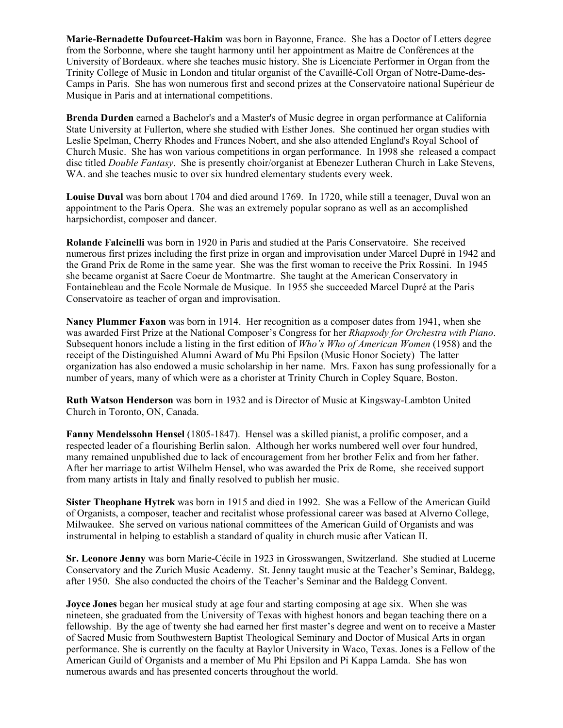**Marie-Bernadette Dufourcet-Hakim** was born in Bayonne, France. She has a Doctor of Letters degree from the Sorbonne, where she taught harmony until her appointment as Maitre de Conférences at the University of Bordeaux. where she teaches music history. She is Licenciate Performer in Organ from the Trinity College of Music in London and titular organist of the Cavaillé-Coll Organ of Notre-Dame-des-Camps in Paris. She has won numerous first and second prizes at the Conservatoire national Supérieur de Musique in Paris and at international competitions.

**Brenda Durden** earned a Bachelor's and a Master's of Music degree in organ performance at California State University at Fullerton, where she studied with Esther Jones. She continued her organ studies with Leslie Spelman, Cherry Rhodes and Frances Nobert, and she also attended England's Royal School of Church Music. She has won various competitions in organ performance. In 1998 she released a compact disc titled *Double Fantasy*. She is presently choir/organist at Ebenezer Lutheran Church in Lake Stevens, WA. and she teaches music to over six hundred elementary students every week.

**Louise Duval** was born about 1704 and died around 1769. In 1720, while still a teenager, Duval won an appointment to the Paris Opera. She was an extremely popular soprano as well as an accomplished harpsichordist, composer and dancer.

**Rolande Falcinelli** was born in 1920 in Paris and studied at the Paris Conservatoire. She received numerous first prizes including the first prize in organ and improvisation under Marcel Dupré in 1942 and the Grand Prix de Rome in the same year. She was the first woman to receive the Prix Rossini. In 1945 she became organist at Sacre Coeur de Montmartre. She taught at the American Conservatory in Fontainebleau and the Ecole Normale de Musique. In 1955 she succeeded Marcel Dupré at the Paris Conservatoire as teacher of organ and improvisation.

**Nancy Plummer Faxon** was born in 1914. Her recognition as a composer dates from 1941, when she was awarded First Prize at the National Composer's Congress for her *Rhapsody for Orchestra with Piano*. Subsequent honors include a listing in the first edition of *Who's Who of American Women* (1958) and the receipt of the Distinguished Alumni Award of Mu Phi Epsilon (Music Honor Society) The latter organization has also endowed a music scholarship in her name. Mrs. Faxon has sung professionally for a number of years, many of which were as a chorister at Trinity Church in Copley Square, Boston.

**Ruth Watson Henderson** was born in 1932 and is Director of Music at Kingsway-Lambton United Church in Toronto, ON, Canada.

**Fanny Mendelssohn Hensel** (1805-1847). Hensel was a skilled pianist, a prolific composer, and a respected leader of a flourishing Berlin salon. Although her works numbered well over four hundred, many remained unpublished due to lack of encouragement from her brother Felix and from her father. After her marriage to artist Wilhelm Hensel, who was awarded the Prix de Rome, she received support from many artists in Italy and finally resolved to publish her music.

**Sister Theophane Hytrek** was born in 1915 and died in 1992. She was a Fellow of the American Guild of Organists, a composer, teacher and recitalist whose professional career was based at Alverno College, Milwaukee. She served on various national committees of the American Guild of Organists and was instrumental in helping to establish a standard of quality in church music after Vatican II.

**Sr. Leonore Jenny** was born Marie-Cécile in 1923 in Grosswangen, Switzerland. She studied at Lucerne Conservatory and the Zurich Music Academy. St. Jenny taught music at the Teacher's Seminar, Baldegg, after 1950. She also conducted the choirs of the Teacher's Seminar and the Baldegg Convent.

**Joyce Jones** began her musical study at age four and starting composing at age six. When she was nineteen, she graduated from the University of Texas with highest honors and began teaching there on a fellowship. By the age of twenty she had earned her first master's degree and went on to receive a Master of Sacred Music from Southwestern Baptist Theological Seminary and Doctor of Musical Arts in organ performance. She is currently on the faculty at Baylor University in Waco, Texas. Jones is a Fellow of the American Guild of Organists and a member of Mu Phi Epsilon and Pi Kappa Lamda. She has won numerous awards and has presented concerts throughout the world.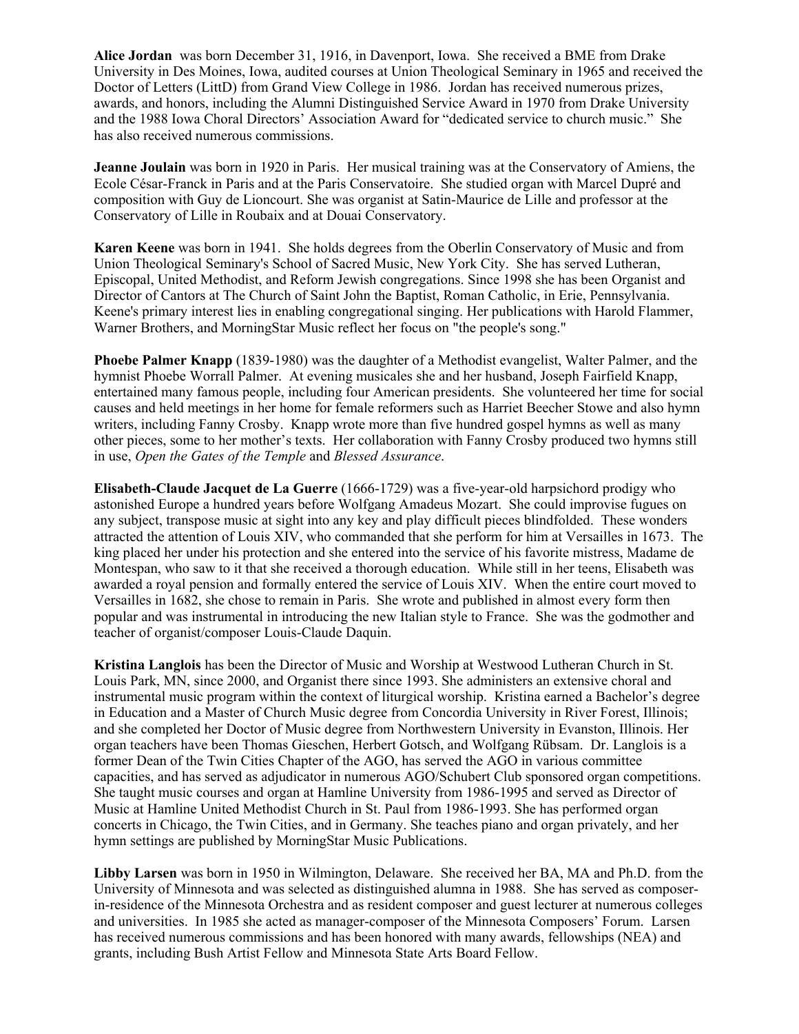**Alice Jordan** was born December 31, 1916, in Davenport, Iowa. She received a BME from Drake University in Des Moines, Iowa, audited courses at Union Theological Seminary in 1965 and received the Doctor of Letters (LittD) from Grand View College in 1986. Jordan has received numerous prizes, awards, and honors, including the Alumni Distinguished Service Award in 1970 from Drake University and the 1988 Iowa Choral Directors' Association Award for "dedicated service to church music." She has also received numerous commissions.

**Jeanne Joulain** was born in 1920 in Paris. Her musical training was at the Conservatory of Amiens, the Ecole César-Franck in Paris and at the Paris Conservatoire. She studied organ with Marcel Dupré and composition with Guy de Lioncourt. She was organist at Satin-Maurice de Lille and professor at the Conservatory of Lille in Roubaix and at Douai Conservatory.

**Karen Keene** was born in 1941. She holds degrees from the Oberlin Conservatory of Music and from Union Theological Seminary's School of Sacred Music, New York City. She has served Lutheran, Episcopal, United Methodist, and Reform Jewish congregations. Since 1998 she has been Organist and Director of Cantors at The Church of Saint John the Baptist, Roman Catholic, in Erie, Pennsylvania. Keene's primary interest lies in enabling congregational singing. Her publications with Harold Flammer, Warner Brothers, and MorningStar Music reflect her focus on "the people's song."

**Phoebe Palmer Knapp** (1839-1980) was the daughter of a Methodist evangelist, Walter Palmer, and the hymnist Phoebe Worrall Palmer. At evening musicales she and her husband, Joseph Fairfield Knapp, entertained many famous people, including four American presidents. She volunteered her time for social causes and held meetings in her home for female reformers such as Harriet Beecher Stowe and also hymn writers, including Fanny Crosby. Knapp wrote more than five hundred gospel hymns as well as many other pieces, some to her mother's texts. Her collaboration with Fanny Crosby produced two hymns still in use, *Open the Gates of the Temple* and *Blessed Assurance*.

**Elisabeth-Claude Jacquet de La Guerre** (1666-1729) was a five-year-old harpsichord prodigy who astonished Europe a hundred years before Wolfgang Amadeus Mozart. She could improvise fugues on any subject, transpose music at sight into any key and play difficult pieces blindfolded. These wonders attracted the attention of Louis XIV, who commanded that she perform for him at Versailles in 1673. The king placed her under his protection and she entered into the service of his favorite mistress, Madame de Montespan, who saw to it that she received a thorough education. While still in her teens, Elisabeth was awarded a royal pension and formally entered the service of Louis XIV. When the entire court moved to Versailles in 1682, she chose to remain in Paris. She wrote and published in almost every form then popular and was instrumental in introducing the new Italian style to France. She was the godmother and teacher of organist/composer Louis-Claude Daquin.

**Kristina Langlois** has been the Director of Music and Worship at Westwood Lutheran Church in St. Louis Park, MN, since 2000, and Organist there since 1993. She administers an extensive choral and instrumental music program within the context of liturgical worship. Kristina earned a Bachelor's degree in Education and a Master of Church Music degree from Concordia University in River Forest, Illinois; and she completed her Doctor of Music degree from Northwestern University in Evanston, Illinois. Her organ teachers have been Thomas Gieschen, Herbert Gotsch, and Wolfgang Rübsam. Dr. Langlois is a former Dean of the Twin Cities Chapter of the AGO, has served the AGO in various committee capacities, and has served as adjudicator in numerous AGO/Schubert Club sponsored organ competitions. She taught music courses and organ at Hamline University from 1986-1995 and served as Director of Music at Hamline United Methodist Church in St. Paul from 1986-1993. She has performed organ concerts in Chicago, the Twin Cities, and in Germany. She teaches piano and organ privately, and her hymn settings are published by MorningStar Music Publications.

**Libby Larsen** was born in 1950 in Wilmington, Delaware. She received her BA, MA and Ph.D. from the University of Minnesota and was selected as distinguished alumna in 1988. She has served as composer-in-residence of the Minnesota Orchestra and as resident composer and guest lecturer at numerous colleges and universities. In 1985 she acted as manager-composer of the Minnesota Composers' Forum. Larsen has received numerous commissions and has been honored with many awards, fellowships (NEA) and grants, including Bush Artist Fellow and Minnesota State Arts Board Fellow.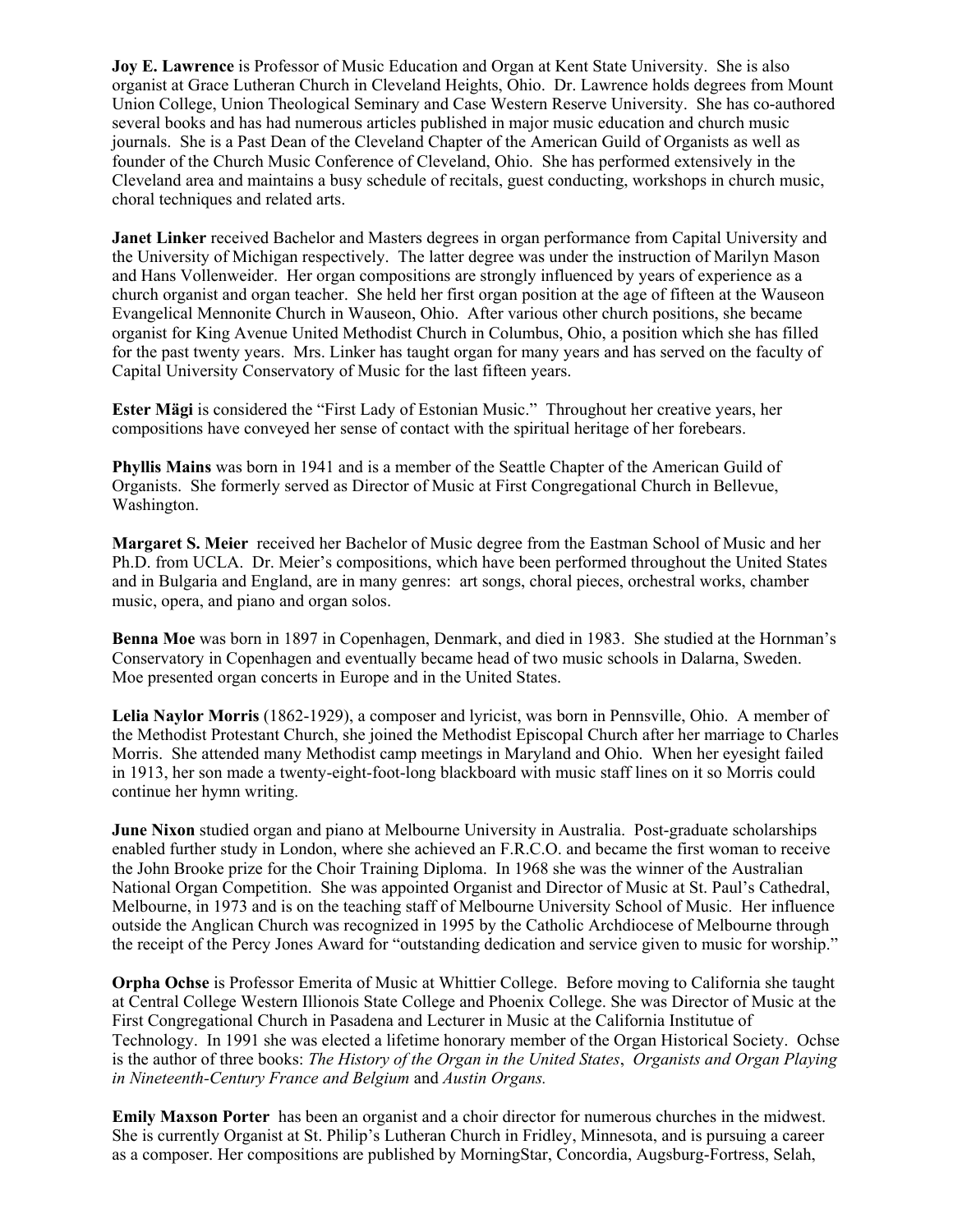**Joy E. Lawrence** is Professor of Music Education and Organ at Kent State University. She is also organist at Grace Lutheran Church in Cleveland Heights, Ohio. Dr. Lawrence holds degrees from Mount Union College, Union Theological Seminary and Case Western Reserve University. She has co-authored several books and has had numerous articles published in major music education and church music journals. She is a Past Dean of the Cleveland Chapter of the American Guild of Organists as well as founder of the Church Music Conference of Cleveland, Ohio. She has performed extensively in the Cleveland area and maintains a busy schedule of recitals, guest conducting, workshops in church music, choral techniques and related arts.

**Janet Linker** received Bachelor and Masters degrees in organ performance from Capital University and the University of Michigan respectively. The latter degree was under the instruction of Marilyn Mason and Hans Vollenweider. Her organ compositions are strongly influenced by years of experience as a church organist and organ teacher. She held her first organ position at the age of fifteen at the Wauseon Evangelical Mennonite Church in Wauseon, Ohio. After various other church positions, she became organist for King Avenue United Methodist Church in Columbus, Ohio, a position which she has filled for the past twenty years. Mrs. Linker has taught organ for many years and has served on the faculty of Capital University Conservatory of Music for the last fifteen years.

**Ester Mägi** is considered the "First Lady of Estonian Music." Throughout her creative years, her compositions have conveyed her sense of contact with the spiritual heritage of her forebears.

**Phyllis Mains** was born in 1941 and is a member of the Seattle Chapter of the American Guild of Organists. She formerly served as Director of Music at First Congregational Church in Bellevue, Washington.

**Margaret S. Meier** received her Bachelor of Music degree from the Eastman School of Music and her Ph.D. from UCLA. Dr. Meier's compositions, which have been performed throughout the United States and in Bulgaria and England, are in many genres: art songs, choral pieces, orchestral works, chamber music, opera, and piano and organ solos.

**Benna Moe** was born in 1897 in Copenhagen, Denmark, and died in 1983. She studied at the Hornman's Conservatory in Copenhagen and eventually became head of two music schools in Dalarna, Sweden. Moe presented organ concerts in Europe and in the United States.

**Lelia Naylor Morris** (1862-1929), a composer and lyricist, was born in Pennsville, Ohio. A member of the Methodist Protestant Church, she joined the Methodist Episcopal Church after her marriage to Charles Morris. She attended many Methodist camp meetings in Maryland and Ohio. When her eyesight failed in 1913, her son made a twenty-eight-foot-long blackboard with music staff lines on it so Morris could continue her hymn writing.

**June Nixon** studied organ and piano at Melbourne University in Australia. Post-graduate scholarships enabled further study in London, where she achieved an F.R.C.O. and became the first woman to receive the John Brooke prize for the Choir Training Diploma. In 1968 she was the winner of the Australian National Organ Competition. She was appointed Organist and Director of Music at St. Paul's Cathedral, Melbourne, in 1973 and is on the teaching staff of Melbourne University School of Music. Her influence outside the Anglican Church was recognized in 1995 by the Catholic Archdiocese of Melbourne through the receipt of the Percy Jones Award for "outstanding dedication and service given to music for worship."

**Orpha Ochse** is Professor Emerita of Music at Whittier College. Before moving to California she taught at Central College Western Illionois State College and Phoenix College. She was Director of Music at the First Congregational Church in Pasadena and Lecturer in Music at the California Institutue of Technology. In 1991 she was elected a lifetime honorary member of the Organ Historical Society. Ochse is the author of three books: *The History of the Organ in the United States*, *Organists and Organ Playing in Nineteenth-Century France and Belgium* and *Austin Organs.*

**Emily Maxson Porter** has been an organist and a choir director for numerous churches in the midwest. She is currently Organist at St. Philip's Lutheran Church in Fridley, Minnesota, and is pursuing a career as a composer. Her compositions are published by MorningStar, Concordia, Augsburg-Fortress, Selah,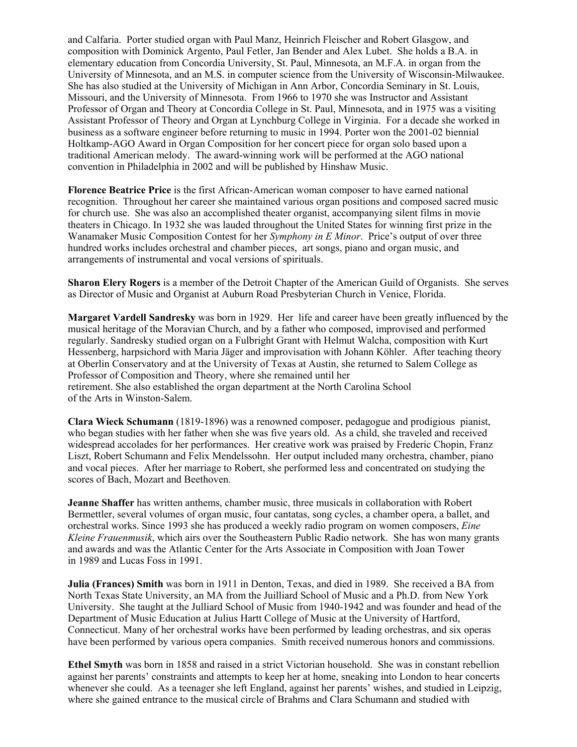and Calfaria. Porter studied organ with Paul Manz, Heinrich Fleischer and Robert Glasgow, and composition with Dominick Argento, Paul Fetler, Jan Bender and Alex Lubet. She holds a B.A. in elementary education from Concordia University, St. Paul, Minnesota, an M.F.A. in organ from the University of Minnesota, and an M.S. in computer science from the University of Wisconsin-Milwaukee. She has also studied at the University of Michigan in Ann Arbor, Concordia Seminary in St. Louis, Missouri, and the University of Minnesota. From 1966 to 1970 she was Instructor and Assistant Professor of Organ and Theory at Concordia College in St. Paul, Minnesota, and in 1975 was a visiting Assistant Professor of Theory and Organ at Lynchburg College in Virginia. For a decade she worked in business as a software engineer before returning to music in 1994. Porter won the 2001-02 biennial Holtkamp-AGO Award in Organ Composition for her concert piece for organ solo based upon a traditional American melody. The award-winning work will be performed at the AGO national convention in Philadelphia in 2002 and will be published by Hinshaw Music.

**Florence Beatrice Price** is the first African-American woman composer to have earned national recognition. Throughout her career she maintained various organ positions and composed sacred music for church use. She was also an accomplished theater organist, accompanying silent films in movie theaters in Chicago. In 1932 she was lauded throughout the United States for winning first prize in the Wanamaker Music Composition Contest for her *Symphony in E Minor*. Price's output of over three hundred works includes orchestral and chamber pieces, art songs, piano and organ music, and arrangements of instrumental and vocal versions of spirituals.

**Sharon Elery Rogers** is a member of the Detroit Chapter of the American Guild of Organists. She serves as Director of Music and Organist at Auburn Road Presbyterian Church in Venice, Florida.

**Margaret Vardell Sandresky** was born in 1929. Her life and career have been greatly influenced by the musical heritage of the Moravian Church, and by a father who composed, improvised and performed regularly. Sandresky studied organ on a Fulbright Grant with Helmut Walcha, composition with Kurt Hessenberg, harpsichord with Maria Jäger and improvisation with Johann Köhler. After teaching theory at Oberlin Conservatory and at the University of Texas at Austin, she returned to Salem College as Professor of Composition and Theory, where she remained until her retirement. She also established the organ department at the North Carolina School of the Arts in Winston-Salem.

**Clara Wieck Schumann** (1819-1896) was a renowned composer, pedagogue and prodigious pianist, who began studies with her father when she was five years old. As a child, she traveled and received widespread accolades for her performances. Her creative work was praised by Frederic Chopin, Franz Liszt, Robert Schumann and Felix Mendelssohn. Her output included many orchestra, chamber, piano and vocal pieces. After her marriage to Robert, she performed less and concentrated on studying the scores of Bach, Mozart and Beethoven.

**Jeanne Shaffer** has written anthems, chamber music, three musicals in collaboration with Robert Bermettler, several volumes of organ music, four cantatas, song cycles, a chamber opera, a ballet, and orchestral works. Since 1993 she has produced a weekly radio program on women composers, *Eine Kleine Frauenmusik*, which airs over the Southeastern Public Radio network. She has won many grants and awards and was the Atlantic Center for the Arts Associate in Composition with Joan Tower in 1989 and Lucas Foss in 1991.

**Julia (Frances) Smith** was born in 1911 in Denton, Texas, and died in 1989. She received a BA from North Texas State University, an MA from the Juilliard School of Music and a Ph.D. from New York University. She taught at the Julliard School of Music from 1940-1942 and was founder and head of the Department of Music Education at Julius Hartt College of Music at the University of Hartford, Connecticut. Many of her orchestral works have been performed by leading orchestras, and six operas have been performed by various opera companies. Smith received numerous honors and commissions.

**Ethel Smyth** was born in 1858 and raised in a strict Victorian household. She was in constant rebellion against her parents' constraints and attempts to keep her at home, sneaking into London to hear concerts whenever she could. As a teenager she left England, against her parents' wishes, and studied in Leipzig, where she gained entrance to the musical circle of Brahms and Clara Schumann and studied with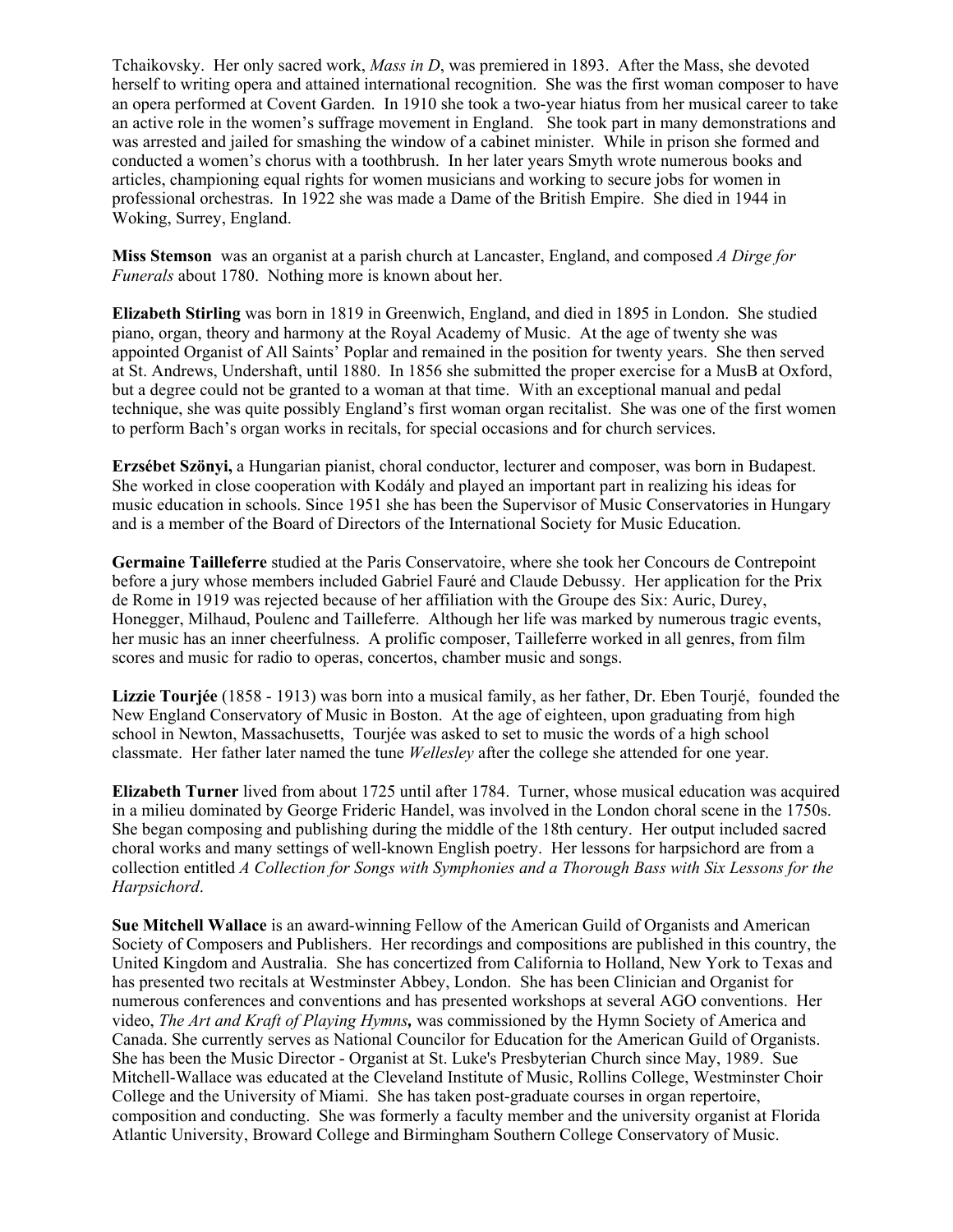Tchaikovsky. Her only sacred work, *Mass in D*, was premiered in 1893. After the Mass, she devoted herself to writing opera and attained international recognition. She was the first woman composer to have an opera performed at Covent Garden. In 1910 she took a two-year hiatus from her musical career to take an active role in the women's suffrage movement in England. She took part in many demonstrations and was arrested and jailed for smashing the window of a cabinet minister. While in prison she formed and conducted a women's chorus with a toothbrush. In her later years Smyth wrote numerous books and articles, championing equal rights for women musicians and working to secure jobs for women in professional orchestras. In 1922 she was made a Dame of the British Empire. She died in 1944 in Woking, Surrey, England.

**Miss Stemson** was an organist at a parish church at Lancaster, England, and composed *A Dirge for Funerals* about 1780. Nothing more is known about her.

**Elizabeth Stirling** was born in 1819 in Greenwich, England, and died in 1895 in London. She studied piano, organ, theory and harmony at the Royal Academy of Music. At the age of twenty she was appointed Organist of All Saints' Poplar and remained in the position for twenty years. She then served at St. Andrews, Undershaft, until 1880. In 1856 she submitted the proper exercise for a MusB at Oxford, but a degree could not be granted to a woman at that time. With an exceptional manual and pedal technique, she was quite possibly England's first woman organ recitalist. She was one of the first women to perform Bach's organ works in recitals, for special occasions and for church services.

**Erzsébet Szönyi,** a Hungarian pianist, choral conductor, lecturer and composer, was born in Budapest. She worked in close cooperation with Kodály and played an important part in realizing his ideas for music education in schools. Since 1951 she has been the Supervisor of Music Conservatories in Hungary and is a member of the Board of Directors of the International Society for Music Education.

**Germaine Tailleferre** studied at the Paris Conservatoire, where she took her Concours de Contrepoint before a jury whose members included Gabriel Fauré and Claude Debussy. Her application for the Prix de Rome in 1919 was rejected because of her affiliation with the Groupe des Six: Auric, Durey, Honegger, Milhaud, Poulenc and Tailleferre. Although her life was marked by numerous tragic events, her music has an inner cheerfulness. A prolific composer, Tailleferre worked in all genres, from film scores and music for radio to operas, concertos, chamber music and songs.

**Lizzie Tourjée** (1858 - 1913) was born into a musical family, as her father, Dr. Eben Tourjé, founded the New England Conservatory of Music in Boston. At the age of eighteen, upon graduating from high school in Newton, Massachusetts, Tourjée was asked to set to music the words of a high school classmate. Her father later named the tune *Wellesley* after the college she attended for one year.

**Elizabeth Turner** lived from about 1725 until after 1784. Turner, whose musical education was acquired in a milieu dominated by George Frideric Handel, was involved in the London choral scene in the 1750s. She began composing and publishing during the middle of the 18th century. Her output included sacred choral works and many settings of well-known English poetry. Her lessons for harpsichord are from a collection entitled *A Collection for Songs with Symphonies and a Thorough Bass with Six Lessons for the Harpsichord*.

**Sue Mitchell Wallace** is an award-winning Fellow of the American Guild of Organists and American Society of Composers and Publishers. Her recordings and compositions are published in this country, the United Kingdom and Australia. She has concertized from California to Holland, New York to Texas and has presented two recitals at Westminster Abbey, London. She has been Clinician and Organist for numerous conferences and conventions and has presented workshops at several AGO conventions. Her video, *The Art and Kraft of Playing Hymns,* was commissioned by the Hymn Society of America and Canada. She currently serves as National Councilor for Education for the American Guild of Organists. She has been the Music Director - Organist at St. Luke's Presbyterian Church since May, 1989. Sue Mitchell-Wallace was educated at the Cleveland Institute of Music, Rollins College, Westminster Choir College and the University of Miami. She has taken post-graduate courses in organ repertoire, composition and conducting. She was formerly a faculty member and the university organist at Florida Atlantic University, Broward College and Birmingham Southern College Conservatory of Music.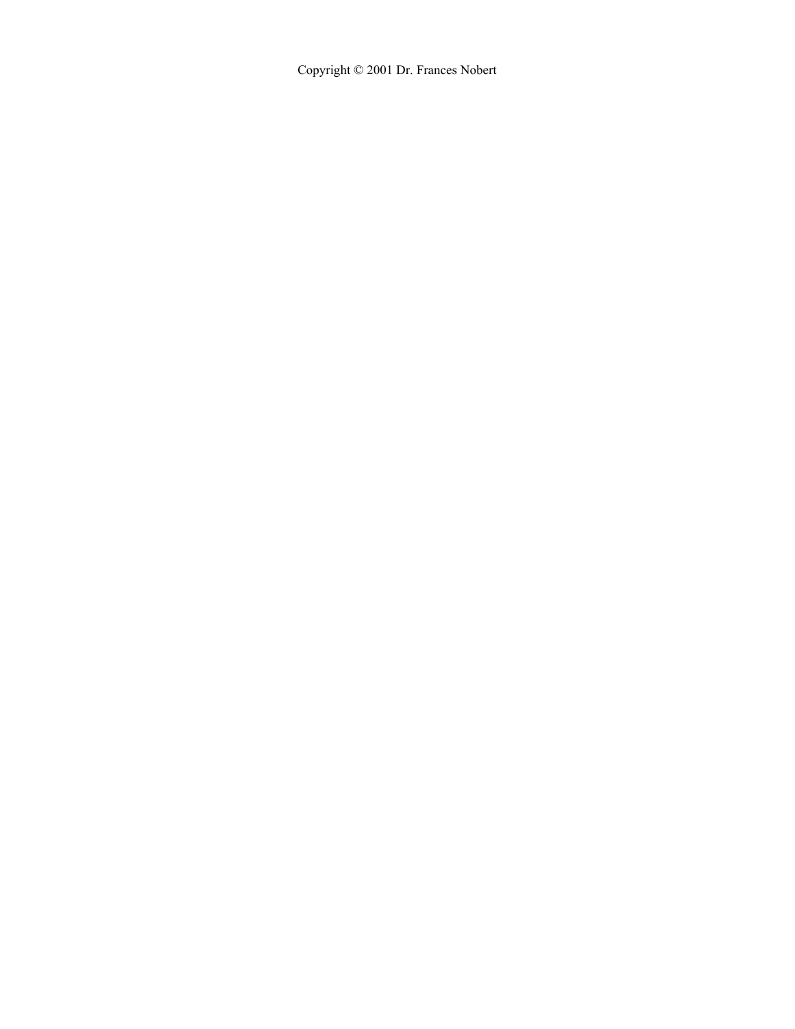Copyright © 2001 Dr. Frances Nobert